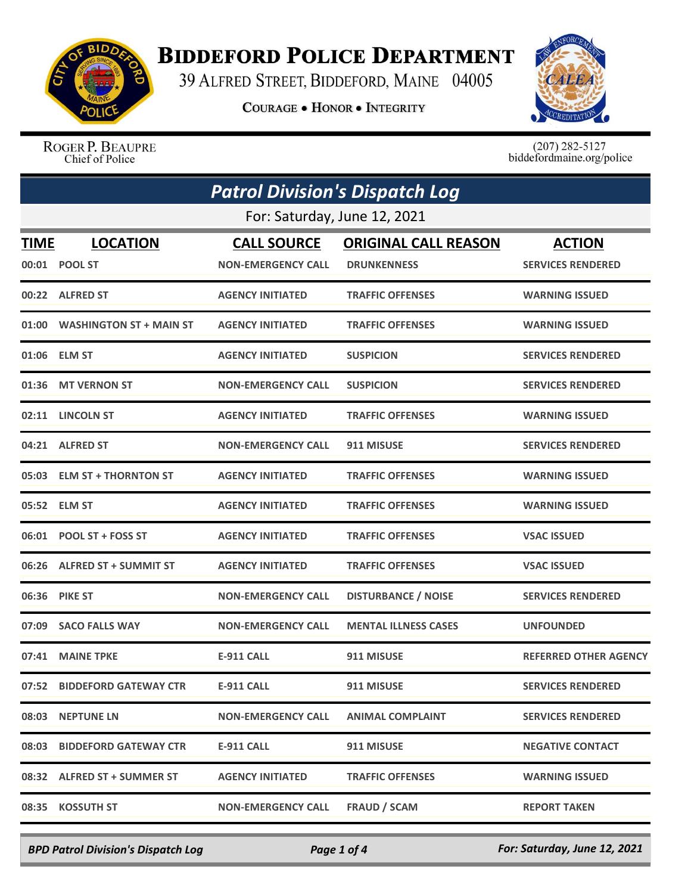# BIDDEFORD POLICE DEPARTMENT

39 ALFRED STREET, BIDDEFORD, MAINE 04005

**COURAGE • HONOR • INTEGRITY**

ROGER P. BEAUPRE
Chief of Police

(207) 282-5127
biddefordmaine.org/police

## *Patrol Division's Dispatch Log*

For: Saturday, June 12, 2021

| TIME | LOCATION | CALL SOURCE | ORIGINAL CALL REASON | ACTION |
|---|---|---|---|---|
| 00:01 | POOL ST | NON-EMERGENCY CALL | DRUNKENNESS | SERVICES RENDERED |
| 00:22 | ALFRED ST | AGENCY INITIATED | TRAFFIC OFFENSES | WARNING ISSUED |
| 01:00 | WASHINGTON ST + MAIN ST | AGENCY INITIATED | TRAFFIC OFFENSES | WARNING ISSUED |
| 01:06 | ELM ST | AGENCY INITIATED | SUSPICION | SERVICES RENDERED |
| 01:36 | MT VERNON ST | NON-EMERGENCY CALL | SUSPICION | SERVICES RENDERED |
| 02:11 | LINCOLN ST | AGENCY INITIATED | TRAFFIC OFFENSES | WARNING ISSUED |
| 04:21 | ALFRED ST | NON-EMERGENCY CALL | 911 MISUSE | SERVICES RENDERED |
| 05:03 | ELM ST + THORNTON ST | AGENCY INITIATED | TRAFFIC OFFENSES | WARNING ISSUED |
| 05:52 | ELM ST | AGENCY INITIATED | TRAFFIC OFFENSES | WARNING ISSUED |
| 06:01 | POOL ST + FOSS ST | AGENCY INITIATED | TRAFFIC OFFENSES | VSAC ISSUED |
| 06:26 | ALFRED ST + SUMMIT ST | AGENCY INITIATED | TRAFFIC OFFENSES | VSAC ISSUED |
| 06:36 | PIKE ST | NON-EMERGENCY CALL | DISTURBANCE / NOISE | SERVICES RENDERED |
| 07:09 | SACO FALLS WAY | NON-EMERGENCY CALL | MENTAL ILLNESS CASES | UNFOUNDED |
| 07:41 | MAINE TPKE | E-911 CALL | 911 MISUSE | REFERRED OTHER AGENCY |
| 07:52 | BIDDEFORD GATEWAY CTR | E-911 CALL | 911 MISUSE | SERVICES RENDERED |
| 08:03 | NEPTUNE LN | NON-EMERGENCY CALL | ANIMAL COMPLAINT | SERVICES RENDERED |
| 08:03 | BIDDEFORD GATEWAY CTR | E-911 CALL | 911 MISUSE | NEGATIVE CONTACT |
| 08:32 | ALFRED ST + SUMMER ST | AGENCY INITIATED | TRAFFIC OFFENSES | WARNING ISSUED |
| 08:35 | KOSSUTH ST | NON-EMERGENCY CALL | FRAUD / SCAM | REPORT TAKEN |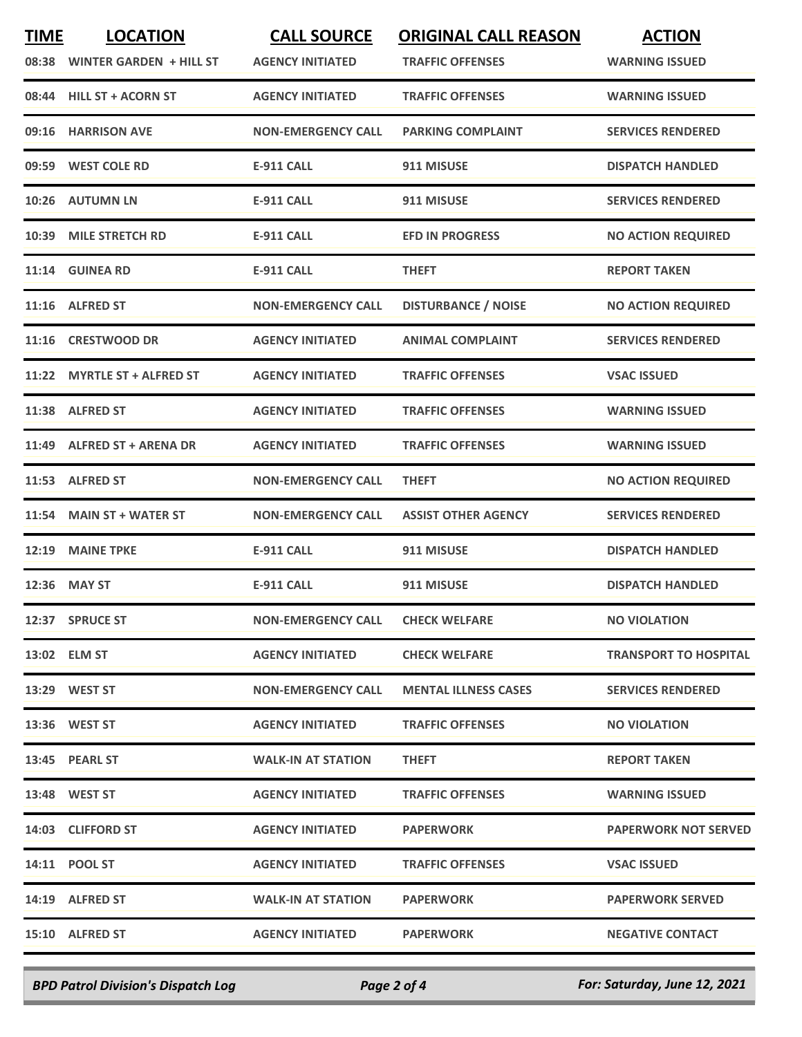| TIME | LOCATION | CALL SOURCE | ORIGINAL CALL REASON | ACTION |
|---|---|---|---|---|
| 08:38 | WINTER GARDEN + HILL ST | AGENCY INITIATED | TRAFFIC OFFENSES | WARNING ISSUED |
| 08:44 | HILL ST + ACORN ST | AGENCY INITIATED | TRAFFIC OFFENSES | WARNING ISSUED |
| 09:16 | HARRISON AVE | NON-EMERGENCY CALL | PARKING COMPLAINT | SERVICES RENDERED |
| 09:59 | WEST COLE RD | E-911 CALL | 911 MISUSE | DISPATCH HANDLED |
| 10:26 | AUTUMN LN | E-911 CALL | 911 MISUSE | SERVICES RENDERED |
| 10:39 | MILE STRETCH RD | E-911 CALL | EFD IN PROGRESS | NO ACTION REQUIRED |
| 11:14 | GUINEA RD | E-911 CALL | THEFT | REPORT TAKEN |
| 11:16 | ALFRED ST | NON-EMERGENCY CALL | DISTURBANCE / NOISE | NO ACTION REQUIRED |
| 11:16 | CRESTWOOD DR | AGENCY INITIATED | ANIMAL COMPLAINT | SERVICES RENDERED |
| 11:22 | MYRTLE ST + ALFRED ST | AGENCY INITIATED | TRAFFIC OFFENSES | VSAC ISSUED |
| 11:38 | ALFRED ST | AGENCY INITIATED | TRAFFIC OFFENSES | WARNING ISSUED |
| 11:49 | ALFRED ST + ARENA DR | AGENCY INITIATED | TRAFFIC OFFENSES | WARNING ISSUED |
| 11:53 | ALFRED ST | NON-EMERGENCY CALL | THEFT | NO ACTION REQUIRED |
| 11:54 | MAIN ST + WATER ST | NON-EMERGENCY CALL | ASSIST OTHER AGENCY | SERVICES RENDERED |
| 12:19 | MAINE TPKE | E-911 CALL | 911 MISUSE | DISPATCH HANDLED |
| 12:36 | MAY ST | E-911 CALL | 911 MISUSE | DISPATCH HANDLED |
| 12:37 | SPRUCE ST | NON-EMERGENCY CALL | CHECK WELFARE | NO VIOLATION |
| 13:02 | ELM ST | AGENCY INITIATED | CHECK WELFARE | TRANSPORT TO HOSPITAL |
| 13:29 | WEST ST | NON-EMERGENCY CALL | MENTAL ILLNESS CASES | SERVICES RENDERED |
| 13:36 | WEST ST | AGENCY INITIATED | TRAFFIC OFFENSES | NO VIOLATION |
| 13:45 | PEARL ST | WALK-IN AT STATION | THEFT | REPORT TAKEN |
| 13:48 | WEST ST | AGENCY INITIATED | TRAFFIC OFFENSES | WARNING ISSUED |
| 14:03 | CLIFFORD ST | AGENCY INITIATED | PAPERWORK | PAPERWORK NOT SERVED |
| 14:11 | POOL ST | AGENCY INITIATED | TRAFFIC OFFENSES | VSAC ISSUED |
| 14:19 | ALFRED ST | WALK-IN AT STATION | PAPERWORK | PAPERWORK SERVED |
| 15:10 | ALFRED ST | AGENCY INITIATED | PAPERWORK | NEGATIVE CONTACT |

*BPD Patrol Division's Dispatch Log* — *For: Saturday, June 12, 2021*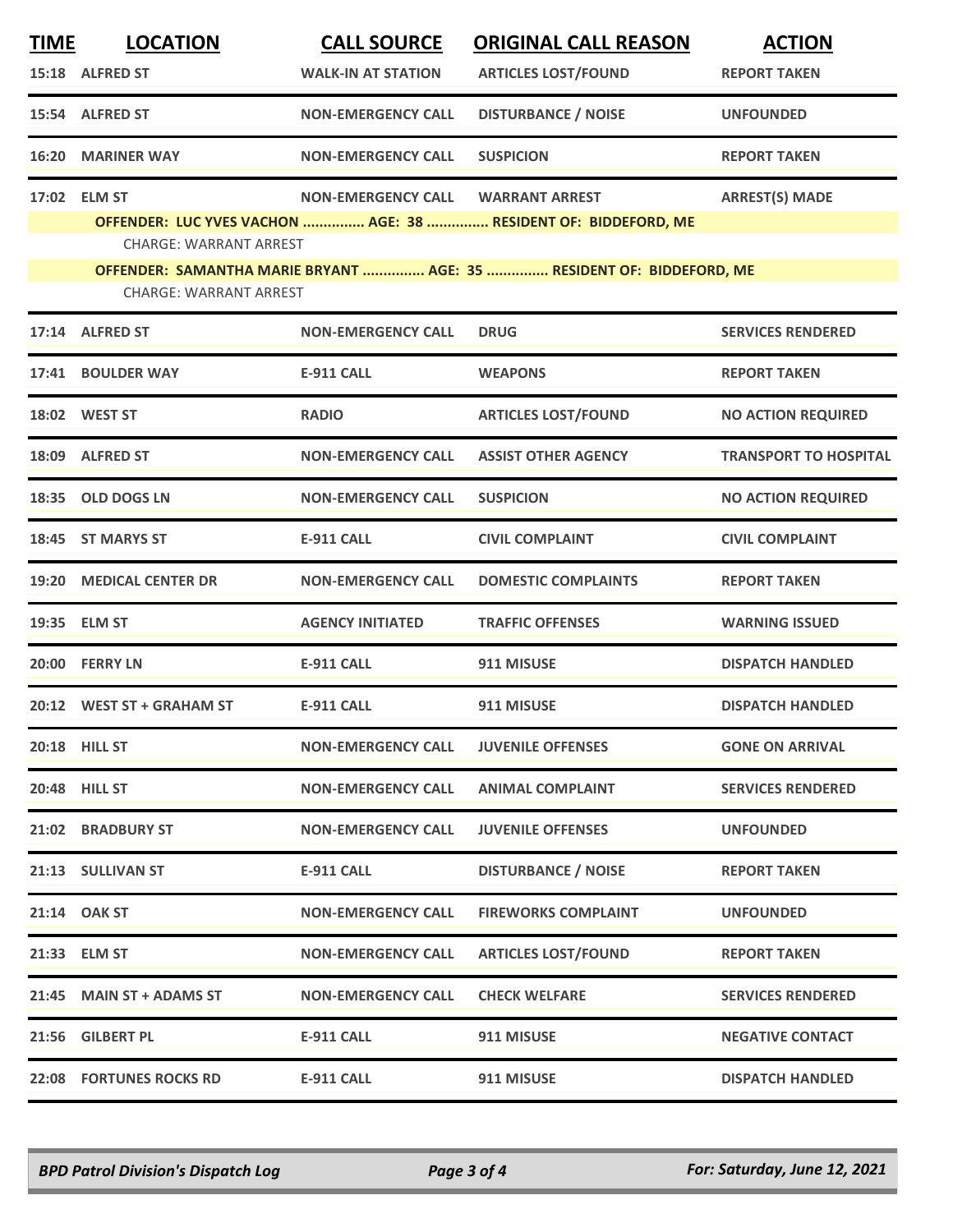| TIME | LOCATION | CALL SOURCE | ORIGINAL CALL REASON | ACTION |
|---|---|---|---|---|
| 15:18 | ALFRED ST | WALK-IN AT STATION | ARTICLES LOST/FOUND | REPORT TAKEN |
| 15:54 | ALFRED ST | NON-EMERGENCY CALL | DISTURBANCE / NOISE | UNFOUNDED |
| 16:20 | MARINER WAY | NON-EMERGENCY CALL | SUSPICION | REPORT TAKEN |
| 17:02 | ELM ST | NON-EMERGENCY CALL | WARRANT ARREST | ARREST(S) MADE |
| | OFFENDER: LUC YVES VACHON ............... AGE: 38 ............... RESIDENT OF: BIDDEFORD, ME | | | |
| | CHARGE: WARRANT ARREST | | | |
| | OFFENDER: SAMANTHA MARIE BRYANT ............... AGE: 35 ............... RESIDENT OF: BIDDEFORD, ME | | | |
| | CHARGE: WARRANT ARREST | | | |
| 17:14 | ALFRED ST | NON-EMERGENCY CALL | DRUG | SERVICES RENDERED |
| 17:41 | BOULDER WAY | E-911 CALL | WEAPONS | REPORT TAKEN |
| 18:02 | WEST ST | RADIO | ARTICLES LOST/FOUND | NO ACTION REQUIRED |
| 18:09 | ALFRED ST | NON-EMERGENCY CALL | ASSIST OTHER AGENCY | TRANSPORT TO HOSPITAL |
| 18:35 | OLD DOGS LN | NON-EMERGENCY CALL | SUSPICION | NO ACTION REQUIRED |
| 18:45 | ST MARYS ST | E-911 CALL | CIVIL COMPLAINT | CIVIL COMPLAINT |
| 19:20 | MEDICAL CENTER DR | NON-EMERGENCY CALL | DOMESTIC COMPLAINTS | REPORT TAKEN |
| 19:35 | ELM ST | AGENCY INITIATED | TRAFFIC OFFENSES | WARNING ISSUED |
| 20:00 | FERRY LN | E-911 CALL | 911 MISUSE | DISPATCH HANDLED |
| 20:12 | WEST ST + GRAHAM ST | E-911 CALL | 911 MISUSE | DISPATCH HANDLED |
| 20:18 | HILL ST | NON-EMERGENCY CALL | JUVENILE OFFENSES | GONE ON ARRIVAL |
| 20:48 | HILL ST | NON-EMERGENCY CALL | ANIMAL COMPLAINT | SERVICES RENDERED |
| 21:02 | BRADBURY ST | NON-EMERGENCY CALL | JUVENILE OFFENSES | UNFOUNDED |
| 21:13 | SULLIVAN ST | E-911 CALL | DISTURBANCE / NOISE | REPORT TAKEN |
| 21:14 | OAK ST | NON-EMERGENCY CALL | FIREWORKS COMPLAINT | UNFOUNDED |
| 21:33 | ELM ST | NON-EMERGENCY CALL | ARTICLES LOST/FOUND | REPORT TAKEN |
| 21:45 | MAIN ST + ADAMS ST | NON-EMERGENCY CALL | CHECK WELFARE | SERVICES RENDERED |
| 21:56 | GILBERT PL | E-911 CALL | 911 MISUSE | NEGATIVE CONTACT |
| 22:08 | FORTUNES ROCKS RD | E-911 CALL | 911 MISUSE | DISPATCH HANDLED |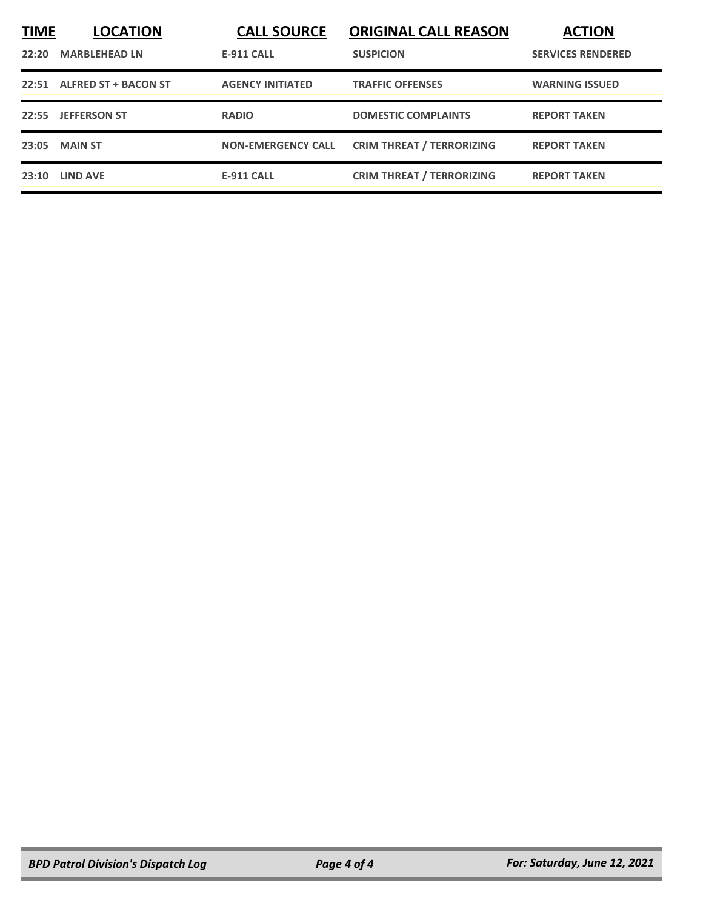| TIME | LOCATION | CALL SOURCE | ORIGINAL CALL REASON | ACTION |
|---|---|---|---|---|
| 22:20 | MARBLEHEAD LN | E-911 CALL | SUSPICION | SERVICES RENDERED |
| 22:51 | ALFRED ST + BACON ST | AGENCY INITIATED | TRAFFIC OFFENSES | WARNING ISSUED |
| 22:55 | JEFFERSON ST | RADIO | DOMESTIC COMPLAINTS | REPORT TAKEN |
| 23:05 | MAIN ST | NON-EMERGENCY CALL | CRIM THREAT / TERRORIZING | REPORT TAKEN |
| 23:10 | LIND AVE | E-911 CALL | CRIM THREAT / TERRORIZING | REPORT TAKEN |